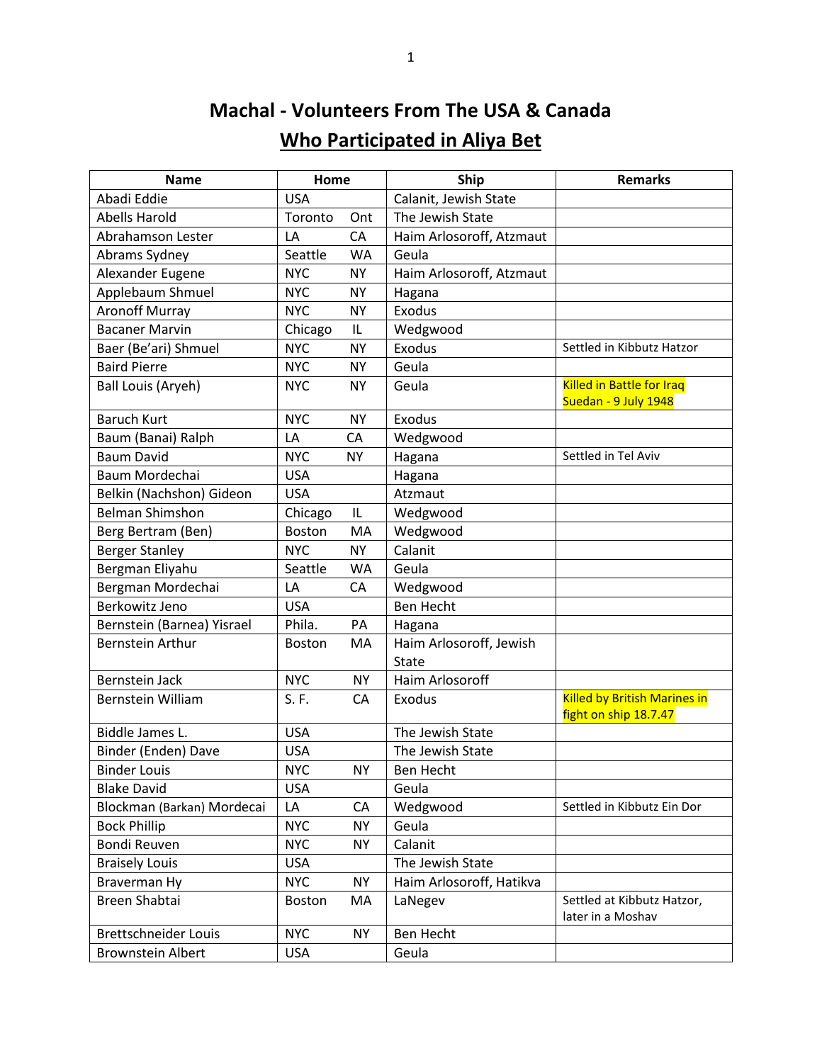# Machal - Volunteers From The USA & Canada

## Who Participated in Aliya Bet

| Name | Home | | Ship | Remarks |
|---|---|---|---|---|
| Abadi Eddie | USA | | Calanit, Jewish State | |
| Abells Harold | Toronto | Ont | The Jewish State | |
| Abrahamson Lester | LA | CA | Haim Arlosoroff, Atzmaut | |
| Abrams Sydney | Seattle | WA | Geula | |
| Alexander Eugene | NYC | NY | Haim Arlosoroff, Atzmaut | |
| Applebaum Shmuel | NYC | NY | Hagana | |
| Aronoff Murray | NYC | NY | Exodus | |
| Bacaner Marvin | Chicago | IL | Wedgwood | |
| Baer (Be'ari) Shmuel | NYC | NY | Exodus | Settled in Kibbutz Hatzor |
| Baird Pierre | NYC | NY | Geula | |
| Ball Louis (Aryeh) | NYC | NY | Geula | Killed in Battle for Iraq Suedan - 9 July 1948 |
| Baruch Kurt | NYC | NY | Exodus | |
| Baum (Banai) Ralph | LA | CA | Wedgwood | |
| Baum David | NYC | NY | Hagana | Settled in Tel Aviv |
| Baum Mordechai | USA | | Hagana | |
| Belkin (Nachshon) Gideon | USA | | Atzmaut | |
| Belman Shimshon | Chicago | IL | Wedgwood | |
| Berg Bertram (Ben) | Boston | MA | Wedgwood | |
| Berger Stanley | NYC | NY | Calanit | |
| Bergman Eliyahu | Seattle | WA | Geula | |
| Bergman Mordechai | LA | CA | Wedgwood | |
| Berkowitz Jeno | USA | | Ben Hecht | |
| Bernstein (Barnea) Yisrael | Phila. | PA | Hagana | |
| Bernstein Arthur | Boston | MA | Haim Arlosoroff, Jewish State | |
| Bernstein Jack | NYC | NY | Haim Arlosoroff | |
| Bernstein William | S. F. | CA | Exodus | Killed by British Marines in fight on ship 18.7.47 |
| Biddle James L. | USA | | The Jewish State | |
| Binder (Enden) Dave | USA | | The Jewish State | |
| Binder Louis | NYC | NY | Ben Hecht | |
| Blake David | USA | | Geula | |
| Blockman (Barkan) Mordecai | LA | CA | Wedgwood | Settled in Kibbutz Ein Dor |
| Bock Phillip | NYC | NY | Geula | |
| Bondi Reuven | NYC | NY | Calanit | |
| Braisely Louis | USA | | The Jewish State | |
| Braverman Hy | NYC | NY | Haim Arlosoroff, Hatikva | |
| Breen Shabtai | Boston | MA | LaNegev | Settled at Kibbutz Hatzor, later in a Moshav |
| Brettschneider Louis | NYC | NY | Ben Hecht | |
| Brownstein Albert | USA | | Geula | |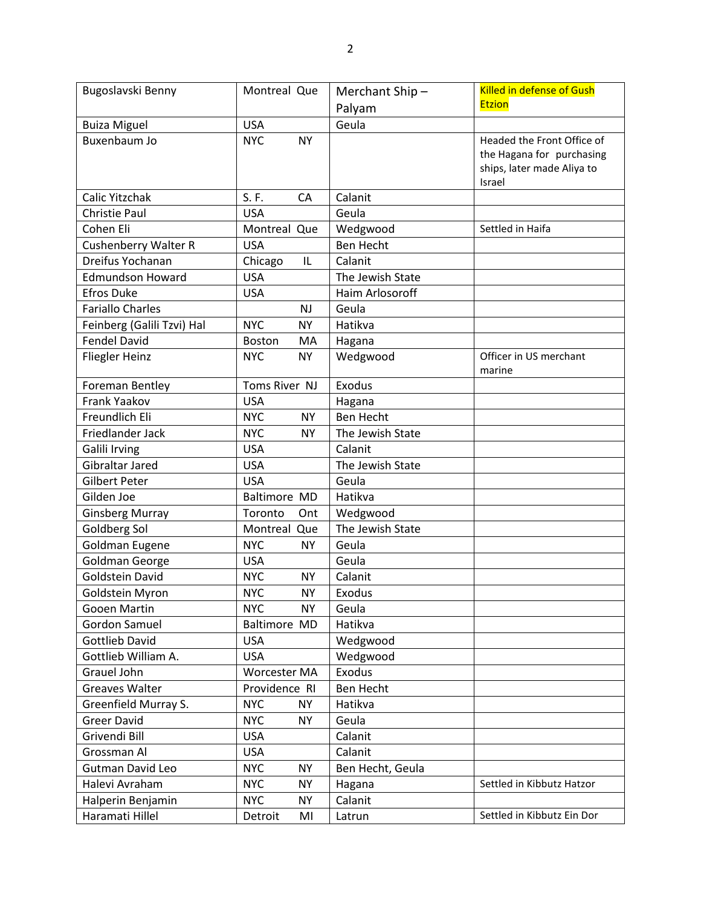| Bugoslavski Benny | Montreal Que | Merchant Ship – Palyam | Killed in defense of Gush Etzion |
|---|---|---|---|
| Buiza Miguel | USA | Geula | |
| Buxenbaum Jo | NYC NY | | Headed the Front Office of the Hagana for purchasing ships, later made Aliya to Israel |
| Calic Yitzchak | S. F. CA | Calanit | |
| Christie Paul | USA | Geula | |
| Cohen Eli | Montreal Que | Wedgwood | Settled in Haifa |
| Cushenberry Walter R | USA | Ben Hecht | |
| Dreifus Yochanan | Chicago IL | Calanit | |
| Edmundson Howard | USA | The Jewish State | |
| Efros Duke | USA | Haim Arlosoroff | |
| Fariallo Charles | NJ | Geula | |
| Feinberg (Galili Tzvi) Hal | NYC NY | Hatikva | |
| Fendel David | Boston MA | Hagana | |
| Fliegler Heinz | NYC NY | Wedgwood | Officer in US merchant marine |
| Foreman Bentley | Toms River NJ | Exodus | |
| Frank Yaakov | USA | Hagana | |
| Freundlich Eli | NYC NY | Ben Hecht | |
| Friedlander Jack | NYC NY | The Jewish State | |
| Galili Irving | USA | Calanit | |
| Gibraltar Jared | USA | The Jewish State | |
| Gilbert Peter | USA | Geula | |
| Gilden Joe | Baltimore MD | Hatikva | |
| Ginsberg Murray | Toronto Ont | Wedgwood | |
| Goldberg Sol | Montreal Que | The Jewish State | |
| Goldman Eugene | NYC NY | Geula | |
| Goldman George | USA | Geula | |
| Goldstein David | NYC NY | Calanit | |
| Goldstein Myron | NYC NY | Exodus | |
| Gooen Martin | NYC NY | Geula | |
| Gordon Samuel | Baltimore MD | Hatikva | |
| Gottlieb David | USA | Wedgwood | |
| Gottlieb William A. | USA | Wedgwood | |
| Grauel John | Worcester MA | Exodus | |
| Greaves Walter | Providence RI | Ben Hecht | |
| Greenfield Murray S. | NYC NY | Hatikva | |
| Greer David | NYC NY | Geula | |
| Grivendi Bill | USA | Calanit | |
| Grossman Al | USA | Calanit | |
| Gutman David Leo | NYC NY | Ben Hecht, Geula | |
| Halevi Avraham | NYC NY | Hagana | Settled in Kibbutz Hatzor |
| Halperin Benjamin | NYC NY | Calanit | |
| Haramati Hillel | Detroit MI | Latrun | Settled in Kibbutz Ein Dor |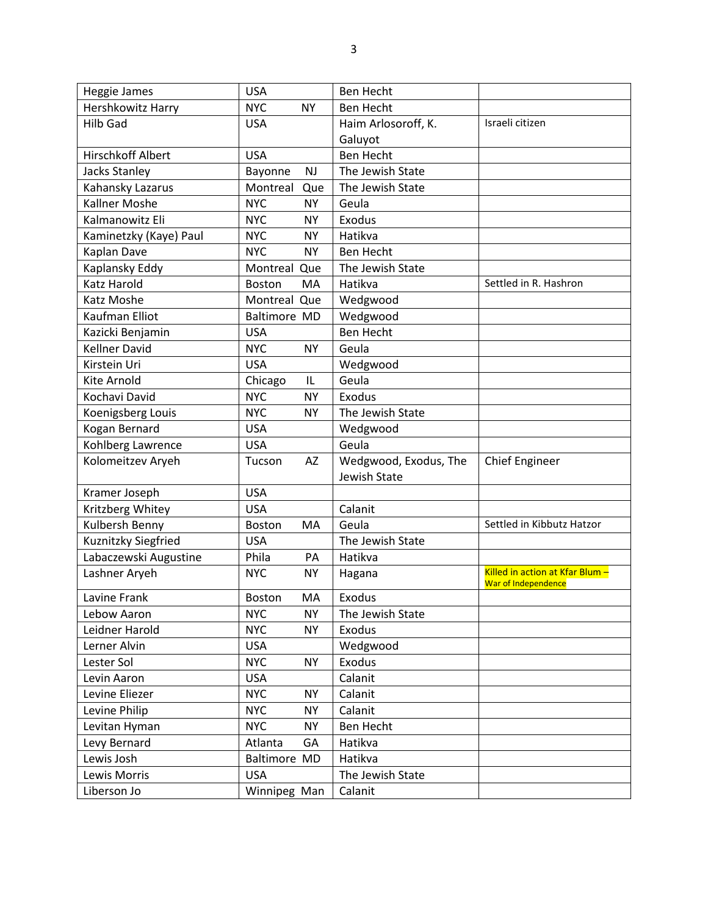| | | | |
|---|---|---|---|
| Heggie James | USA | Ben Hecht | |
| Hershkowitz Harry | NYC NY | Ben Hecht | |
| Hilb Gad | USA | Haim Arlosoroff, K. Galuyot | Israeli citizen |
| Hirschkoff Albert | USA | Ben Hecht | |
| Jacks Stanley | Bayonne NJ | The Jewish State | |
| Kahansky Lazarus | Montreal Que | The Jewish State | |
| Kallner Moshe | NYC NY | Geula | |
| Kalmanowitz Eli | NYC NY | Exodus | |
| Kaminetzky (Kaye) Paul | NYC NY | Hatikva | |
| Kaplan Dave | NYC NY | Ben Hecht | |
| Kaplansky Eddy | Montreal Que | The Jewish State | |
| Katz Harold | Boston MA | Hatikva | Settled in R. Hashron |
| Katz Moshe | Montreal Que | Wedgwood | |
| Kaufman Elliot | Baltimore MD | Wedgwood | |
| Kazicki Benjamin | USA | Ben Hecht | |
| Kellner David | NYC NY | Geula | |
| Kirstein Uri | USA | Wedgwood | |
| Kite Arnold | Chicago IL | Geula | |
| Kochavi David | NYC NY | Exodus | |
| Koenigsberg Louis | NYC NY | The Jewish State | |
| Kogan Bernard | USA | Wedgwood | |
| Kohlberg Lawrence | USA | Geula | |
| Kolomeitzev Aryeh | Tucson AZ | Wedgwood, Exodus, The Jewish State | Chief Engineer |
| Kramer Joseph | USA | | |
| Kritzberg Whitey | USA | Calanit | |
| Kulbersh Benny | Boston MA | Geula | Settled in Kibbutz Hatzor |
| Kuznitzky Siegfried | USA | The Jewish State | |
| Labaczewski Augustine | Phila PA | Hatikva | |
| Lashner Aryeh | NYC NY | Hagana | Killed in action at Kfar Blum – War of Independence |
| Lavine Frank | Boston MA | Exodus | |
| Lebow Aaron | NYC NY | The Jewish State | |
| Leidner Harold | NYC NY | Exodus | |
| Lerner Alvin | USA | Wedgwood | |
| Lester Sol | NYC NY | Exodus | |
| Levin Aaron | USA | Calanit | |
| Levine Eliezer | NYC NY | Calanit | |
| Levine Philip | NYC NY | Calanit | |
| Levitan Hyman | NYC NY | Ben Hecht | |
| Levy Bernard | Atlanta GA | Hatikva | |
| Lewis Josh | Baltimore MD | Hatikva | |
| Lewis Morris | USA | The Jewish State | |
| Liberson Jo | Winnipeg Man | Calanit | |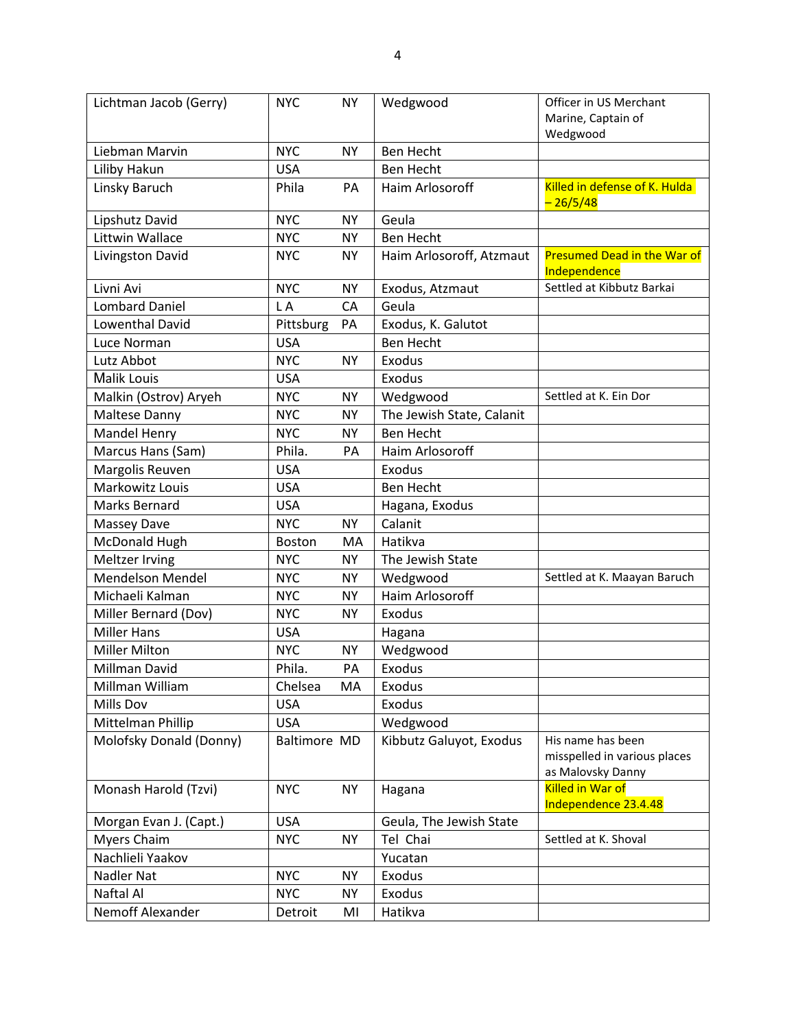| | | | | |
|---|---|---|---|---|
| Lichtman Jacob (Gerry) | NYC | NY | Wedgwood | Officer in US Merchant Marine, Captain of Wedgwood |
| Liebman Marvin | NYC | NY | Ben Hecht | |
| Liliby Hakun | USA | | Ben Hecht | |
| Linsky Baruch | Phila | PA | Haim Arlosoroff | Killed in defense of K. Hulda – 26/5/48 |
| Lipshutz David | NYC | NY | Geula | |
| Littwin Wallace | NYC | NY | Ben Hecht | |
| Livingston David | NYC | NY | Haim Arlosoroff, Atzmaut | Presumed Dead in the War of Independence |
| Livni Avi | NYC | NY | Exodus, Atzmaut | Settled at Kibbutz Barkai |
| Lombard Daniel | L A | CA | Geula | |
| Lowenthal David | Pittsburg | PA | Exodus, K. Galutot | |
| Luce Norman | USA | | Ben Hecht | |
| Lutz Abbot | NYC | NY | Exodus | |
| Malik Louis | USA | | Exodus | |
| Malkin (Ostrov) Aryeh | NYC | NY | Wedgwood | Settled at K. Ein Dor |
| Maltese Danny | NYC | NY | The Jewish State, Calanit | |
| Mandel Henry | NYC | NY | Ben Hecht | |
| Marcus Hans (Sam) | Phila. | PA | Haim Arlosoroff | |
| Margolis Reuven | USA | | Exodus | |
| Markowitz Louis | USA | | Ben Hecht | |
| Marks Bernard | USA | | Hagana, Exodus | |
| Massey Dave | NYC | NY | Calanit | |
| McDonald Hugh | Boston | MA | Hatikva | |
| Meltzer Irving | NYC | NY | The Jewish State | |
| Mendelson Mendel | NYC | NY | Wedgwood | Settled at K. Maayan Baruch |
| Michaeli Kalman | NYC | NY | Haim Arlosoroff | |
| Miller Bernard (Dov) | NYC | NY | Exodus | |
| Miller Hans | USA | | Hagana | |
| Miller Milton | NYC | NY | Wedgwood | |
| Millman David | Phila. | PA | Exodus | |
| Millman William | Chelsea | MA | Exodus | |
| Mills Dov | USA | | Exodus | |
| Mittelman Phillip | USA | | Wedgwood | |
| Molofsky Donald (Donny) | Baltimore | MD | Kibbutz Galuyot, Exodus | His name has been misspelled in various places as Malovsky Danny |
| Monash Harold (Tzvi) | NYC | NY | Hagana | Killed in War of Independence 23.4.48 |
| Morgan Evan J. (Capt.) | USA | | Geula, The Jewish State | |
| Myers Chaim | NYC | NY | Tel Chai | Settled at K. Shoval |
| Nachlieli Yaakov | | | Yucatan | |
| Nadler Nat | NYC | NY | Exodus | |
| Naftal Al | NYC | NY | Exodus | |
| Nemoff Alexander | Detroit | MI | Hatikva | |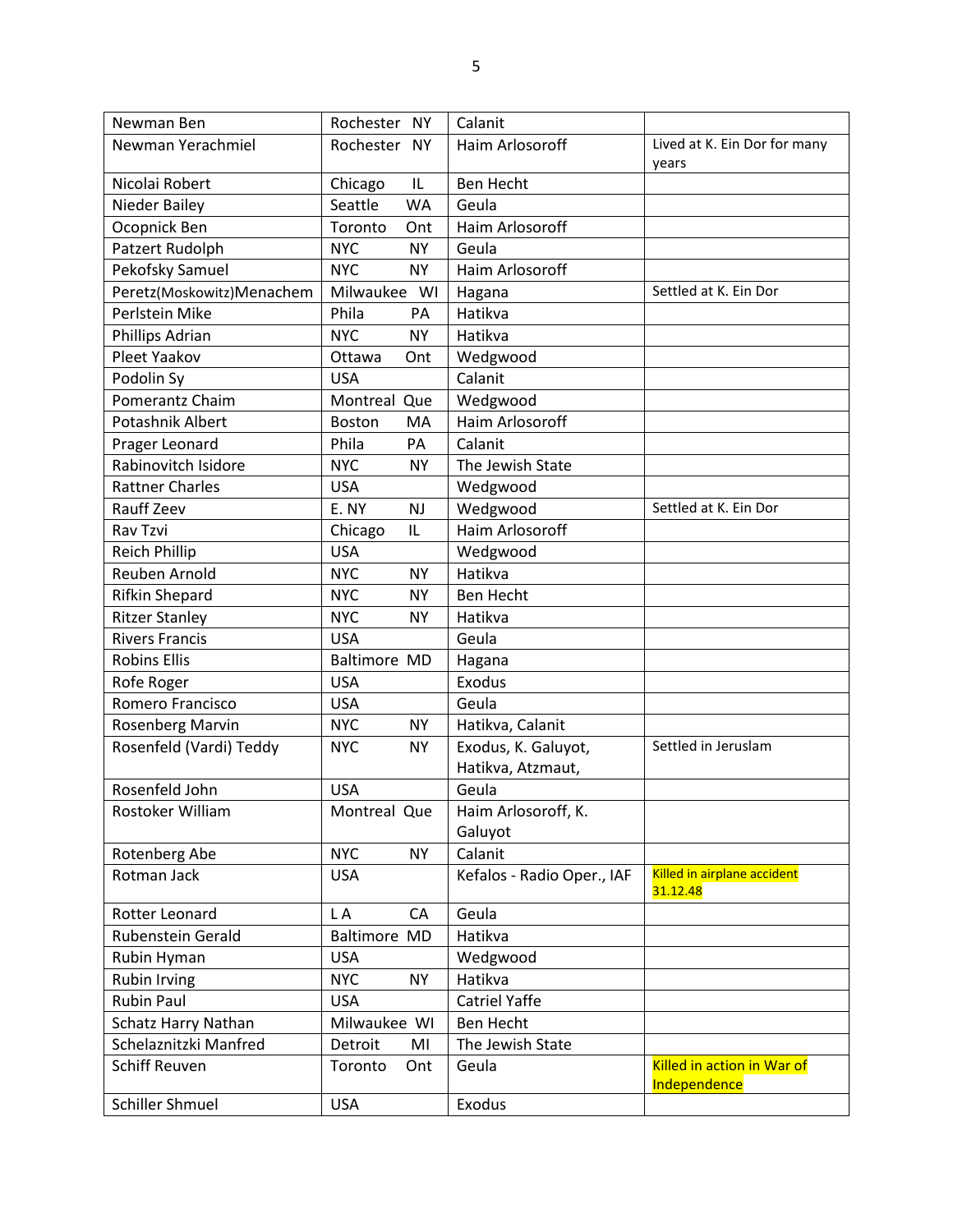| Newman Ben | Rochester NY | Calanit | |
|---|---|---|---|
| Newman Yerachmiel | Rochester NY | Haim Arlosoroff | Lived at K. Ein Dor for many years |
| Nicolai Robert | Chicago IL | Ben Hecht | |
| Nieder Bailey | Seattle WA | Geula | |
| Ocopnick Ben | Toronto Ont | Haim Arlosoroff | |
| Patzert Rudolph | NYC NY | Geula | |
| Pekofsky Samuel | NYC NY | Haim Arlosoroff | |
| Peretz(Moskowitz)Menachem | Milwaukee WI | Hagana | Settled at K. Ein Dor |
| Perlstein Mike | Phila PA | Hatikva | |
| Phillips Adrian | NYC NY | Hatikva | |
| Pleet Yaakov | Ottawa Ont | Wedgwood | |
| Podolin Sy | USA | Calanit | |
| Pomerantz Chaim | Montreal Que | Wedgwood | |
| Potashnik Albert | Boston MA | Haim Arlosoroff | |
| Prager Leonard | Phila PA | Calanit | |
| Rabinovitch Isidore | NYC NY | The Jewish State | |
| Rattner Charles | USA | Wedgwood | |
| Rauff Zeev | E. NY NJ | Wedgwood | Settled at K. Ein Dor |
| Rav Tzvi | Chicago IL | Haim Arlosoroff | |
| Reich Phillip | USA | Wedgwood | |
| Reuben Arnold | NYC NY | Hatikva | |
| Rifkin Shepard | NYC NY | Ben Hecht | |
| Ritzer Stanley | NYC NY | Hatikva | |
| Rivers Francis | USA | Geula | |
| Robins Ellis | Baltimore MD | Hagana | |
| Rofe Roger | USA | Exodus | |
| Romero Francisco | USA | Geula | |
| Rosenberg Marvin | NYC NY | Hatikva, Calanit | |
| Rosenfeld (Vardi) Teddy | NYC NY | Exodus, K. Galuyot, Hatikva, Atzmaut, | Settled in Jeruslam |
| Rosenfeld John | USA | Geula | |
| Rostoker William | Montreal Que | Haim Arlosoroff, K. Galuyot | |
| Rotenberg Abe | NYC NY | Calanit | |
| Rotman Jack | USA | Kefalos - Radio Oper., IAF | Killed in airplane accident 31.12.48 |
| Rotter Leonard | L A CA | Geula | |
| Rubenstein Gerald | Baltimore MD | Hatikva | |
| Rubin Hyman | USA | Wedgwood | |
| Rubin Irving | NYC NY | Hatikva | |
| Rubin Paul | USA | Catriel Yaffe | |
| Schatz Harry Nathan | Milwaukee WI | Ben Hecht | |
| Schelaznitzki Manfred | Detroit MI | The Jewish State | |
| Schiff Reuven | Toronto Ont | Geula | Killed in action in War of Independence |
| Schiller Shmuel | USA | Exodus | |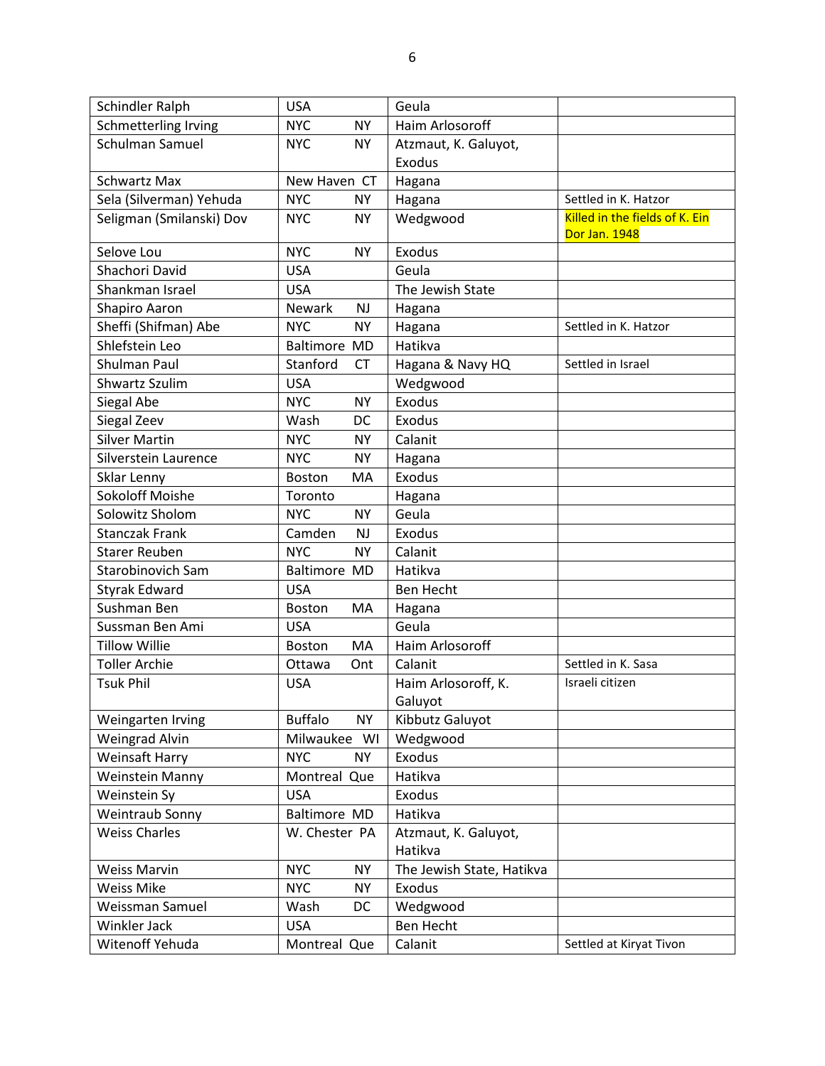| Schindler Ralph | USA | Geula | |
|---|---|---|---|
| Schmetterling Irving | NYC NY | Haim Arlosoroff | |
| Schulman Samuel | NYC NY | Atzmaut, K. Galuyot, Exodus | |
| Schwartz Max | New Haven CT | Hagana | |
| Sela (Silverman) Yehuda | NYC NY | Hagana | Settled in K. Hatzor |
| Seligman (Smilanski) Dov | NYC NY | Wedgwood | Killed in the fields of K. Ein Dor Jan. 1948 |
| Selove Lou | NYC NY | Exodus | |
| Shachori David | USA | Geula | |
| Shankman Israel | USA | The Jewish State | |
| Shapiro Aaron | Newark NJ | Hagana | |
| Sheffi (Shifman) Abe | NYC NY | Hagana | Settled in K. Hatzor |
| Shlefstein Leo | Baltimore MD | Hatikva | |
| Shulman Paul | Stanford CT | Hagana & Navy HQ | Settled in Israel |
| Shwartz Szulim | USA | Wedgwood | |
| Siegal Abe | NYC NY | Exodus | |
| Siegal Zeev | Wash DC | Exodus | |
| Silver Martin | NYC NY | Calanit | |
| Silverstein Laurence | NYC NY | Hagana | |
| Sklar Lenny | Boston MA | Exodus | |
| Sokoloff Moishe | Toronto | Hagana | |
| Solowitz Sholom | NYC NY | Geula | |
| Stanczak Frank | Camden NJ | Exodus | |
| Starer Reuben | NYC NY | Calanit | |
| Starobinovich Sam | Baltimore MD | Hatikva | |
| Styrak Edward | USA | Ben Hecht | |
| Sushman Ben | Boston MA | Hagana | |
| Sussman Ben Ami | USA | Geula | |
| Tillow Willie | Boston MA | Haim Arlosoroff | |
| Toller Archie | Ottawa Ont | Calanit | Settled in K. Sasa |
| Tsuk Phil | USA | Haim Arlosoroff, K. Galuyot | Israeli citizen |
| Weingarten Irving | Buffalo NY | Kibbutz Galuyot | |
| Weingrad Alvin | Milwaukee WI | Wedgwood | |
| Weinsaft Harry | NYC NY | Exodus | |
| Weinstein Manny | Montreal Que | Hatikva | |
| Weinstein Sy | USA | Exodus | |
| Weintraub Sonny | Baltimore MD | Hatikva | |
| Weiss Charles | W. Chester PA | Atzmaut, K. Galuyot, Hatikva | |
| Weiss Marvin | NYC NY | The Jewish State, Hatikva | |
| Weiss Mike | NYC NY | Exodus | |
| Weissman Samuel | Wash DC | Wedgwood | |
| Winkler Jack | USA | Ben Hecht | |
| Witenoff Yehuda | Montreal Que | Calanit | Settled at Kiryat Tivon |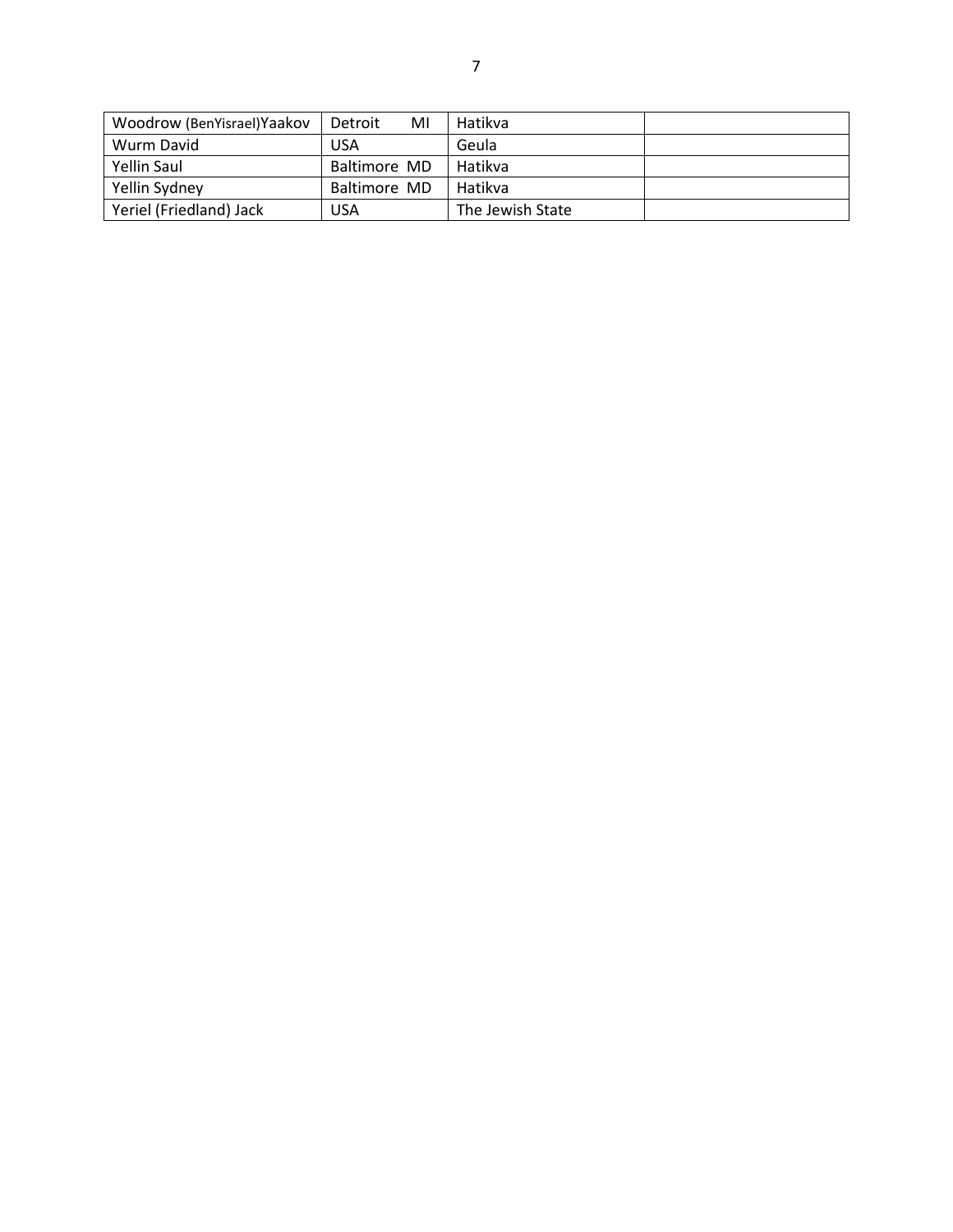| | | | |
|---|---|---|---|
| Woodrow (BenYisrael)Yaakov | Detroit MI | Hatikva | |
| Wurm David | USA | Geula | |
| Yellin Saul | Baltimore MD | Hatikva | |
| Yellin Sydney | Baltimore MD | Hatikva | |
| Yeriel (Friedland) Jack | USA | The Jewish State | |